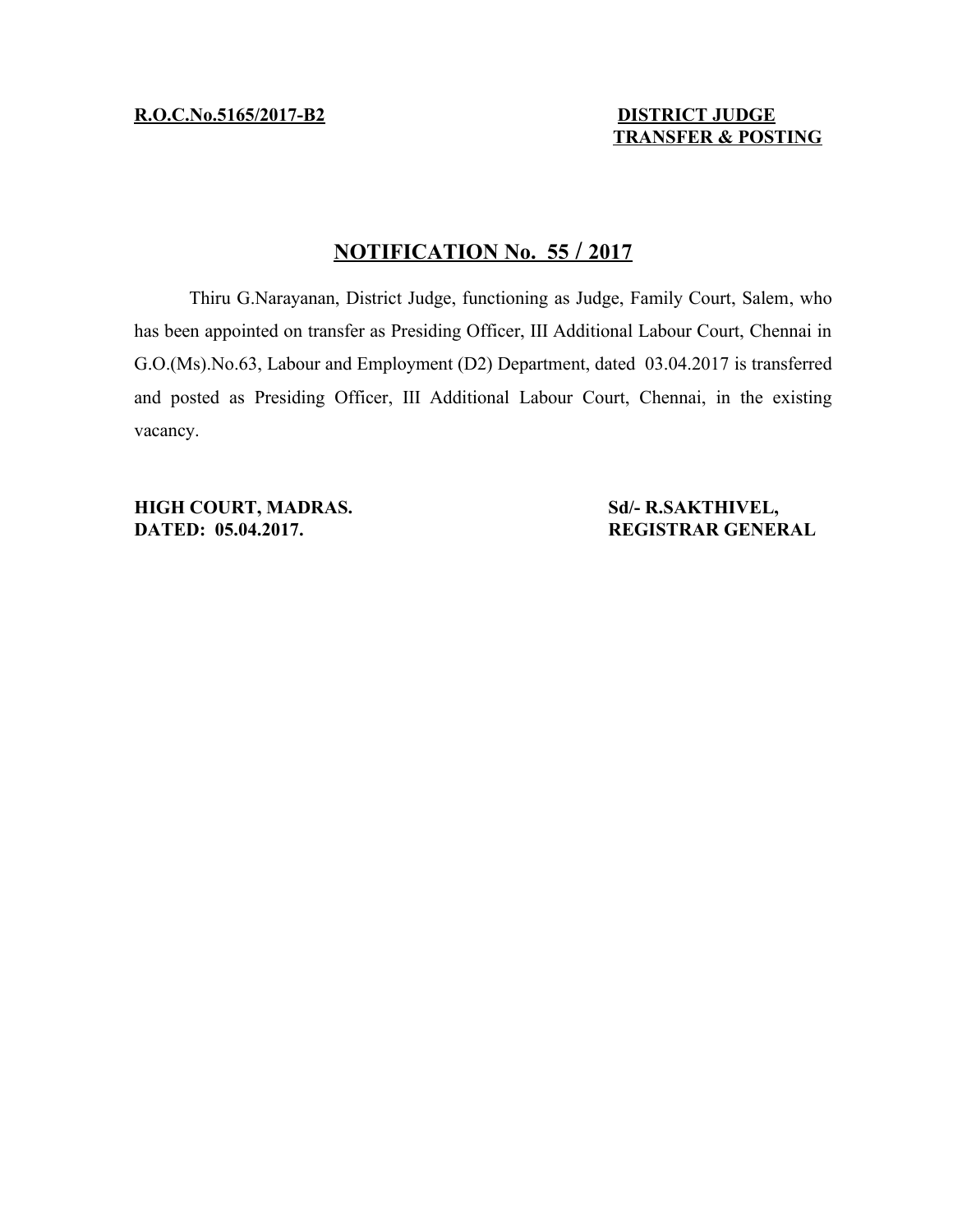**R.O.C.No.5165/2017-B2**

**DISTRICT JUDGE**
**TRANSFER & POSTING**

## NOTIFICATION No. 55 / 2017

Thiru G.Narayanan, District Judge, functioning as Judge, Family Court, Salem, who has been appointed on transfer as Presiding Officer, III Additional Labour Court, Chennai in G.O.(Ms).No.63, Labour and Employment (D2) Department, dated 03.04.2017 is transferred and posted as Presiding Officer, III Additional Labour Court, Chennai, in the existing vacancy.

**HIGH COURT, MADRAS.**
**DATED: 05.04.2017.**

**Sd/- R.SAKTHIVEL,**
**REGISTRAR GENERAL**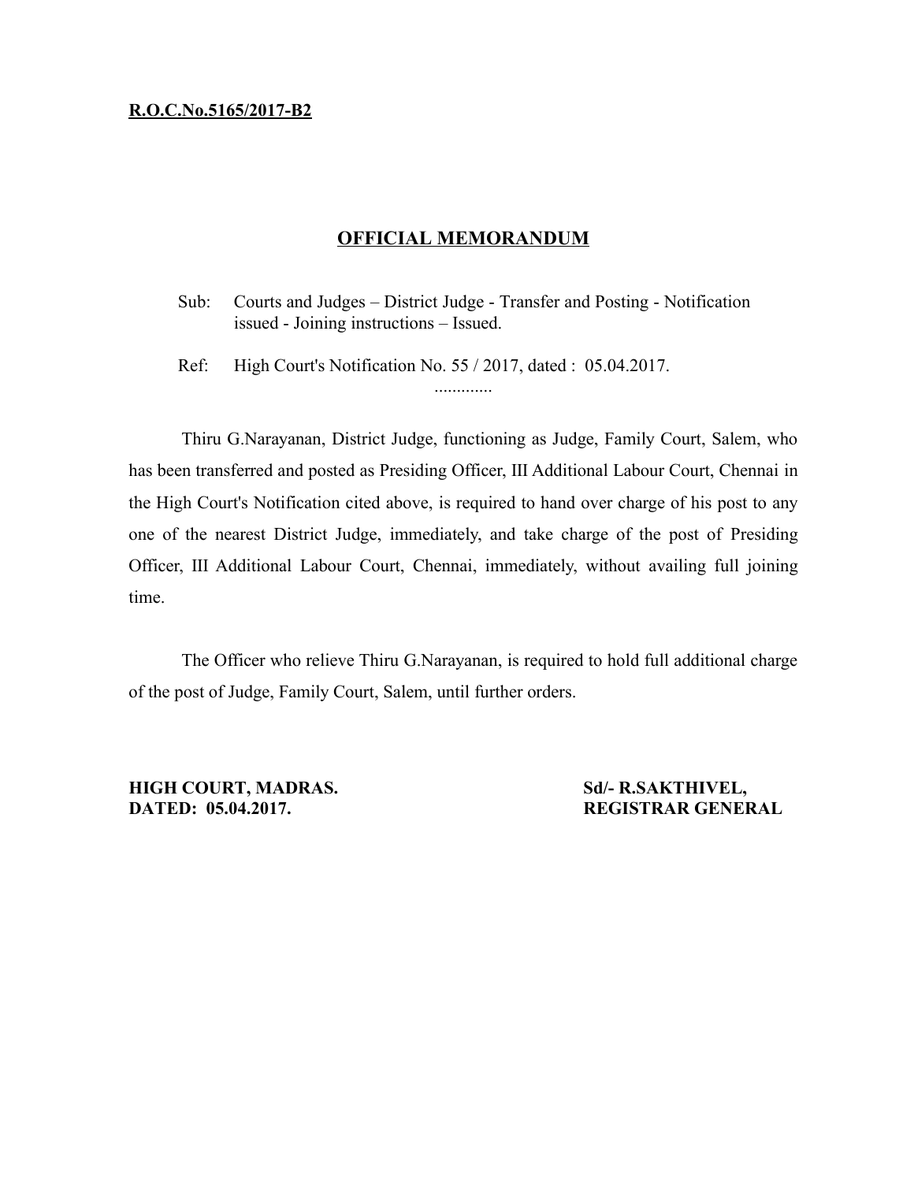**R.O.C.No.5165/2017-B2**

## OFFICIAL MEMORANDUM

Sub: Courts and Judges – District Judge - Transfer and Posting - Notification issued - Joining instructions – Issued.

Ref: High Court's Notification No. 55 / 2017, dated : 05.04.2017.

.............

Thiru G.Narayanan, District Judge, functioning as Judge, Family Court, Salem, who has been transferred and posted as Presiding Officer, III Additional Labour Court, Chennai in the High Court's Notification cited above, is required to hand over charge of his post to any one of the nearest District Judge, immediately, and take charge of the post of Presiding Officer, III Additional Labour Court, Chennai, immediately, without availing full joining time.

The Officer who relieve Thiru G.Narayanan, is required to hold full additional charge of the post of Judge, Family Court, Salem, until further orders.

**HIGH COURT, MADRAS.**
**DATED: 05.04.2017.**

**Sd/- R.SAKTHIVEL,**
**REGISTRAR GENERAL**